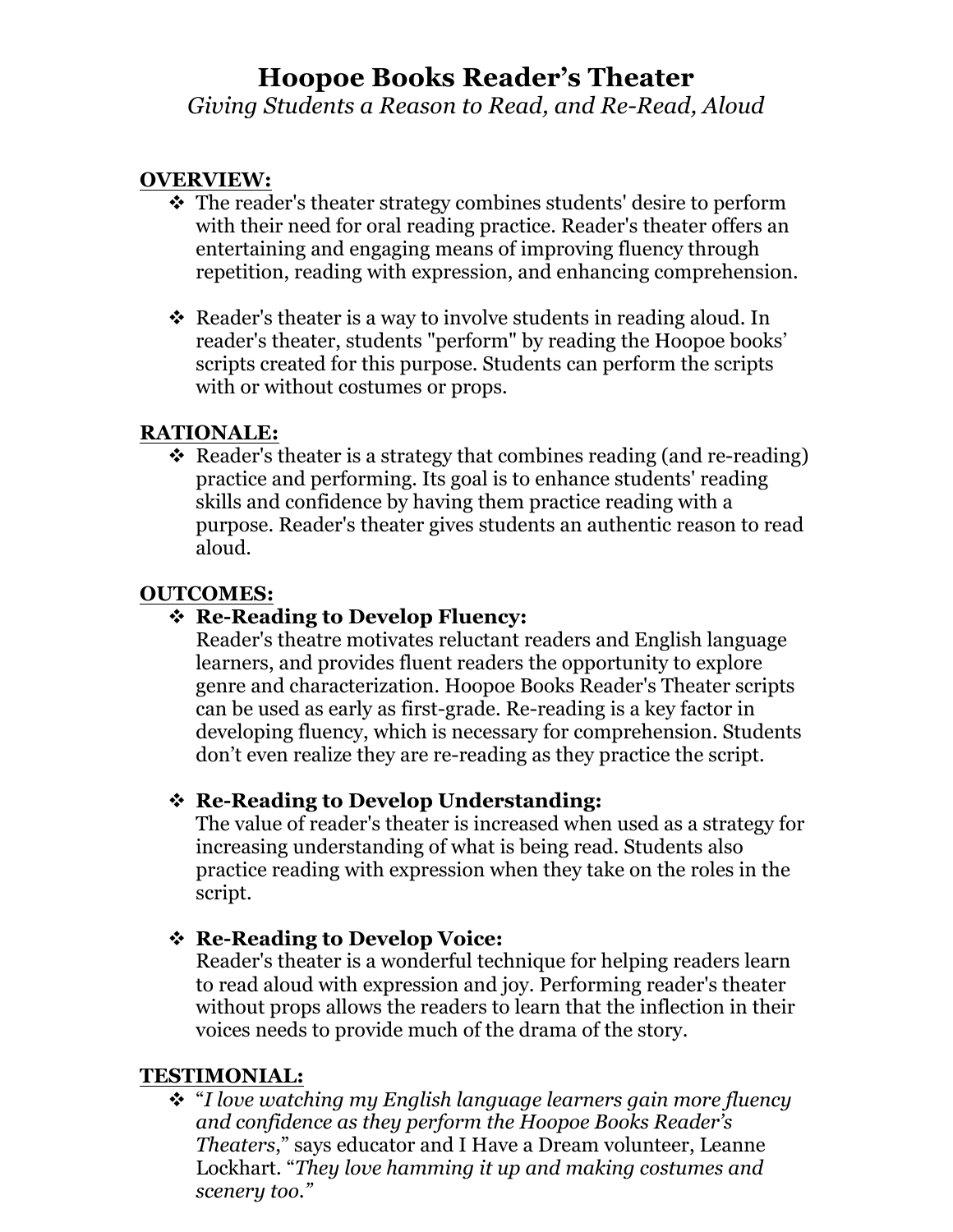# Hoopoe Books Reader's Theater

*Giving Students a Reason to Read, and Re-Read, Aloud*

## OVERVIEW:

- The reader's theater strategy combines students' desire to perform with their need for oral reading practice. Reader's theater offers an entertaining and engaging means of improving fluency through repetition, reading with expression, and enhancing comprehension.

- Reader's theater is a way to involve students in reading aloud. In reader's theater, students "perform" by reading the Hoopoe books' scripts created for this purpose. Students can perform the scripts with or without costumes or props.

## RATIONALE:

- Reader's theater is a strategy that combines reading (and re-reading) practice and performing. Its goal is to enhance students' reading skills and confidence by having them practice reading with a purpose. Reader's theater gives students an authentic reason to read aloud.

## OUTCOMES:

- **Re-Reading to Develop Fluency:**
  Reader's theatre motivates reluctant readers and English language learners, and provides fluent readers the opportunity to explore genre and characterization. Hoopoe Books Reader's Theater scripts can be used as early as first-grade. Re-reading is a key factor in developing fluency, which is necessary for comprehension. Students don't even realize they are re-reading as they practice the script.

- **Re-Reading to Develop Understanding:**
  The value of reader's theater is increased when used as a strategy for increasing understanding of what is being read. Students also practice reading with expression when they take on the roles in the script.

- **Re-Reading to Develop Voice:**
  Reader's theater is a wonderful technique for helping readers learn to read aloud with expression and joy. Performing reader's theater without props allows the readers to learn that the inflection in their voices needs to provide much of the drama of the story.

## TESTIMONIAL:

- "*I love watching my English language learners gain more fluency and confidence as they perform the Hoopoe Books Reader's Theaters*," says educator and I Have a Dream volunteer, Leanne Lockhart. "*They love hamming it up and making costumes and scenery too.*"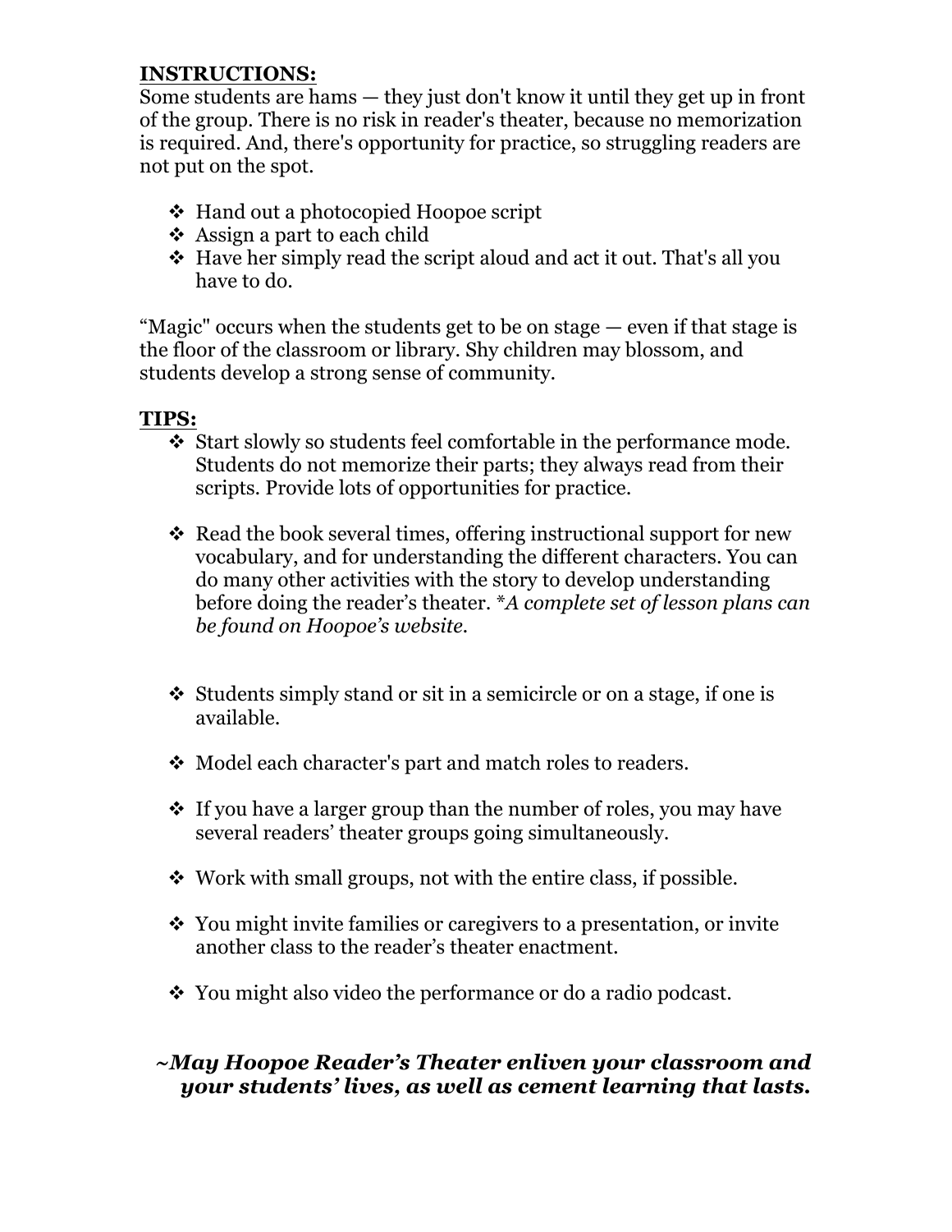**INSTRUCTIONS:**

Some students are hams — they just don't know it until they get up in front of the group. There is no risk in reader's theater, because no memorization is required. And, there's opportunity for practice, so struggling readers are not put on the spot.

- Hand out a photocopied Hoopoe script
- Assign a part to each child
- Have her simply read the script aloud and act it out. That's all you have to do.

"Magic" occurs when the students get to be on stage — even if that stage is the floor of the classroom or library. Shy children may blossom, and students develop a strong sense of community.

**TIPS:**

- Start slowly so students feel comfortable in the performance mode. Students do not memorize their parts; they always read from their scripts. Provide lots of opportunities for practice.
- Read the book several times, offering instructional support for new vocabulary, and for understanding the different characters. You can do many other activities with the story to develop understanding before doing the reader's theater. **A complete set of lesson plans can be found on Hoopoe's website.*
- Students simply stand or sit in a semicircle or on a stage, if one is available.
- Model each character's part and match roles to readers.
- If you have a larger group than the number of roles, you may have several readers' theater groups going simultaneously.
- Work with small groups, not with the entire class, if possible.
- You might invite families or caregivers to a presentation, or invite another class to the reader's theater enactment.
- You might also video the performance or do a radio podcast.

***~May Hoopoe Reader's Theater enliven your classroom and your students' lives, as well as cement learning that lasts.***